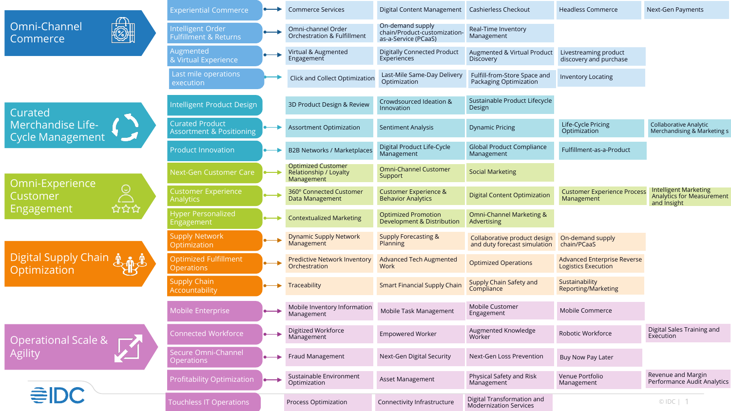## Omni-Channel Commerce

| Capability | | | | | |
|---|---|---|---|---|---|
| Experiential Commerce | Commerce Services | Digital Content Management | Cashierless Checkout | Headless Commerce | Next-Gen Payments |
| Intelligent Order Fulfillment & Returns | Omni-channel Order Orchestration & Fulfillment | On-demand supply chain/Product-customization-as-a-Service (PCaaS) | Real-Time Inventory Management | | |
| Augmented & Virtual Experience | Virtual & Augmented Engagement | Digitally Connected Product Experiences | Augmented & Virtual Product Discovery | Livestreaming product discovery and purchase | |
| Last mile operations execution | Click and Collect Optimization | Last-Mile Same-Day Delivery Optimization | Fulfill-from-Store Space and Packaging Optimization | Inventory Locating | |

## Curated Merchandise Life-Cycle Management

| Capability | | | | | |
|---|---|---|---|---|---|
| Intelligent Product Design | 3D Product Design & Review | Crowdsourced Ideation & Innovation | Sustainable Product Lifecycle Design | | |
| Curated Product Assortment & Positioning | Assortment Optimization | Sentiment Analysis | Dynamic Pricing | Life-Cycle Pricing Optimization | Collaborative Analytic Merchandising & Marketing s |
| Product Innovation | B2B Networks / Marketplaces | Digital Product Life-Cycle Management | Global Product Compliance Management | Fulfillment-as-a-Product | |

## Omni-Experience Customer Engagement

| Capability | | | | | |
|---|---|---|---|---|---|
| Next-Gen Customer Care | Optimized Customer Relationship / Loyalty Management | Omni-Channel Customer Support | Social Marketing | | |
| Customer Experience Analytics | 360° Connected Customer Data Management | Customer Experience & Behavior Analytics | Digital Content Optimization | Customer Experience Process Management | Intelligent Marketing Analytics for Measurement and Insight |
| Hyper Personalized Engagement | Contextualized Marketing | Optimized Promotion Development & Distribution | Omni-Channel Marketing & Advertising | | |

## Digital Supply Chain Optimization

| Capability | | | | |
|---|---|---|---|---|
| Supply Network Optimization | Dynamic Supply Network Management | Supply Forecasting & Planning | Collaborative product design and duty forecast simulation | On-demand supply chain/PCaaS |
| Optimized Fulfillment Operations | Predictive Network Inventory Orchestration | Advanced Tech Augmented Work | Optimized Operations | Advanced Enterprise Reverse Logistics Execution |
| Supply Chain Accountability | Traceability | Smart Financial Supply Chain | Supply Chain Safety and Compliance | Sustainability Reporting/Marketing |

## Operational Scale & Agility

| Capability | | | | | |
|---|---|---|---|---|---|
| Mobile Enterprise | Mobile Inventory Information Management | Mobile Task Management | Mobile Customer Engagement | Mobile Commerce | |
| Connected Workforce | Digitized Workforce Management | Empowered Worker | Augmented Knowledge Worker | Robotic Workforce | Digital Sales Training and Execution |
| Secure Omni-Channel Operations | Fraud Management | Next-Gen Digital Security | Next-Gen Loss Prevention | Buy Now Pay Later | |
| Profitability Optimization | Sustainable Environment Optimization | Asset Management | Physical Safety and Risk Management | Venue Portfolio Management | Revenue and Margin Performance Audit Analytics |
| Touchless IT Operations | Process Optimization | Connectivity Infrastructure | Digital Transformation and Modernization Services | | |

IDC

© IDC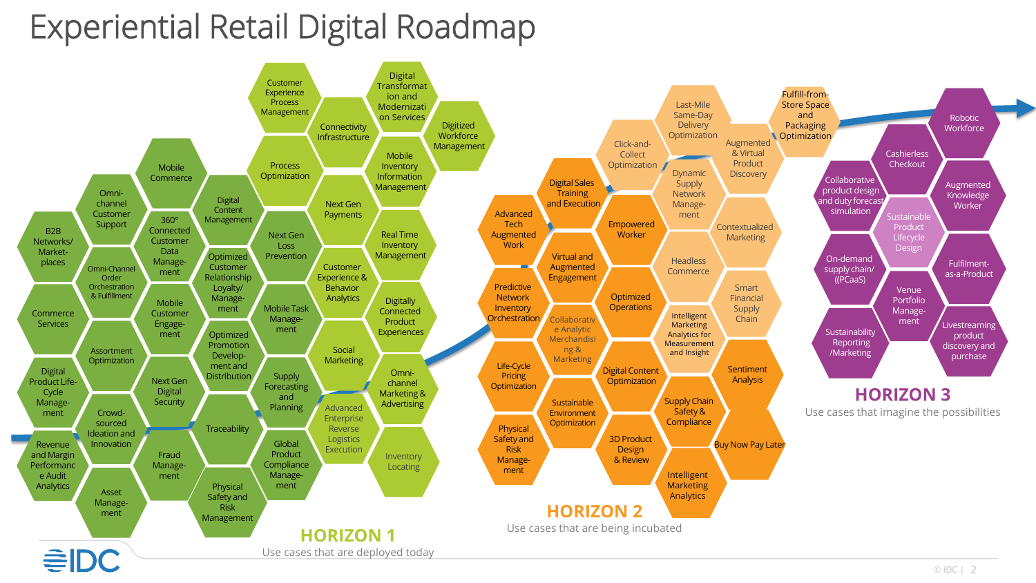# Experiential Retail Digital Roadmap

## HORIZON 1

Use cases that are deployed today

- Customer Experience Process Management
- Digital Transformation and Modernization Services
- Connectivity Infrastructure
- Digitized Workforce Management
- Mobile Commerce
- Process Optimization
- Mobile Inventory Information Management
- Omni-channel Customer Support
- Digital Content Management
- Next Gen Payments
- B2B Networks/ Market-places
- 360° Connected Customer Data Manage-ment
- Next Gen Loss Prevention
- Real Time Inventory Management
- Omni-Channel Order Orchestration & Fulfillment
- Optimized Customer Relationship Loyalty/ Manage-ment
- Customer Experience & Behavior Analytics
- Commerce Services
- Mobile Customer Engage-ment
- Mobile Task Manage-ment
- Digitally Connected Product Experiences
- Optimized Promotion Develop-ment and Distribution
- Assortment Optimization
- Social Marketing
- Digital Product Life-Cycle Manage-ment
- Next Gen Digital Security
- Supply Forecasting and Planning
- Omni-channel Marketing & Advertising
- Crowd-sourced Ideation and Innovation
- Traceability
- Advanced Enterprise Reverse Logistics Execution
- Revenue and Margin Performance Audit Analytics
- Fraud Manage-ment
- Global Product Compliance Manage-ment
- Inventory Locating
- Asset Manage-ment
- Physical Safety and Risk Management

## HORIZON 2

Use cases that are being incubated

- Last-Mile Same-Day Delivery Optimization
- Fulfill-from-Store Space and Packaging Optimization
- Click-and-Collect Optimization
- Augmented & Virtual Product Discovery
- Digital Sales Training and Execution
- Dynamic Supply Network Manage-ment
- Advanced Tech Augmented Work
- Empowered Worker
- Contextualized Marketing
- Virtual and Augmented Engagement
- Headless Commerce
- Predictive Network Inventory Orchestration
- Optimized Operations
- Smart Financial Supply Chain
- Collaborative Analytic Merchandising & Marketing
- Intelligent Marketing Analytics for Measurement and Insight
- Life-Cycle Pricing Optimization
- Digital Content Optimization
- Sentiment Analysis
- Sustainable Environment Optimization
- Supply Chain Safety & Compliance
- Physical Safety and Risk Manage-ment
- 3D Product Design & Review
- Buy Now Pay Later
- Intelligent Marketing Analytics

## HORIZON 3

Use cases that imagine the possibilities

- Robotic Workforce
- Cashierless Checkout
- Collaborative product design and duty forecast simulation
- Augmented Knowledge Worker
- Sustainable Product Lifecycle Design
- On-demand supply chain/ ((PCaaS)
- Fulfilment-as-a-Product
- Venue Portfolio Manage-ment
- Sustainability Reporting /Marketing
- Livestreaming product discovery and purchase

IDC

© IDC